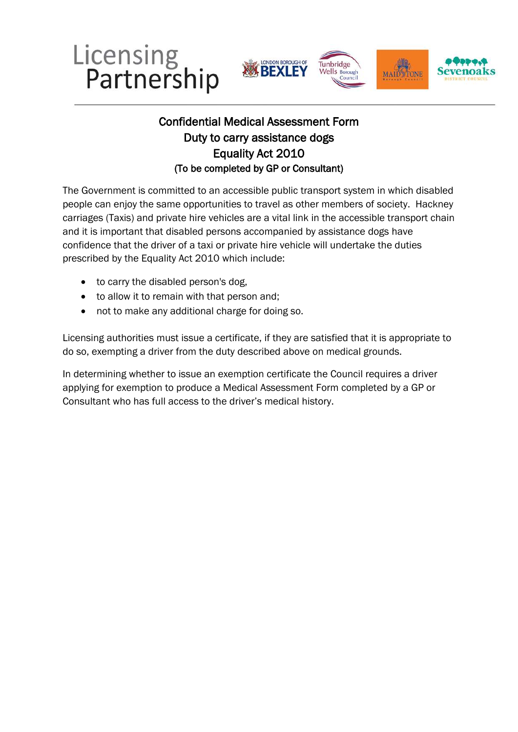Licensing Partnership

# Confidential Medical Assessment Form
# Duty to carry assistance dogs
# Equality Act 2010
### (To be completed by GP or Consultant)

The Government is committed to an accessible public transport system in which disabled people can enjoy the same opportunities to travel as other members of society. Hackney carriages (Taxis) and private hire vehicles are a vital link in the accessible transport chain and it is important that disabled persons accompanied by assistance dogs have confidence that the driver of a taxi or private hire vehicle will undertake the duties prescribed by the Equality Act 2010 which include:

- to carry the disabled person's dog,
- to allow it to remain with that person and;
- not to make any additional charge for doing so.

Licensing authorities must issue a certificate, if they are satisfied that it is appropriate to do so, exempting a driver from the duty described above on medical grounds.

In determining whether to issue an exemption certificate the Council requires a driver applying for exemption to produce a Medical Assessment Form completed by a GP or Consultant who has full access to the driver's medical history.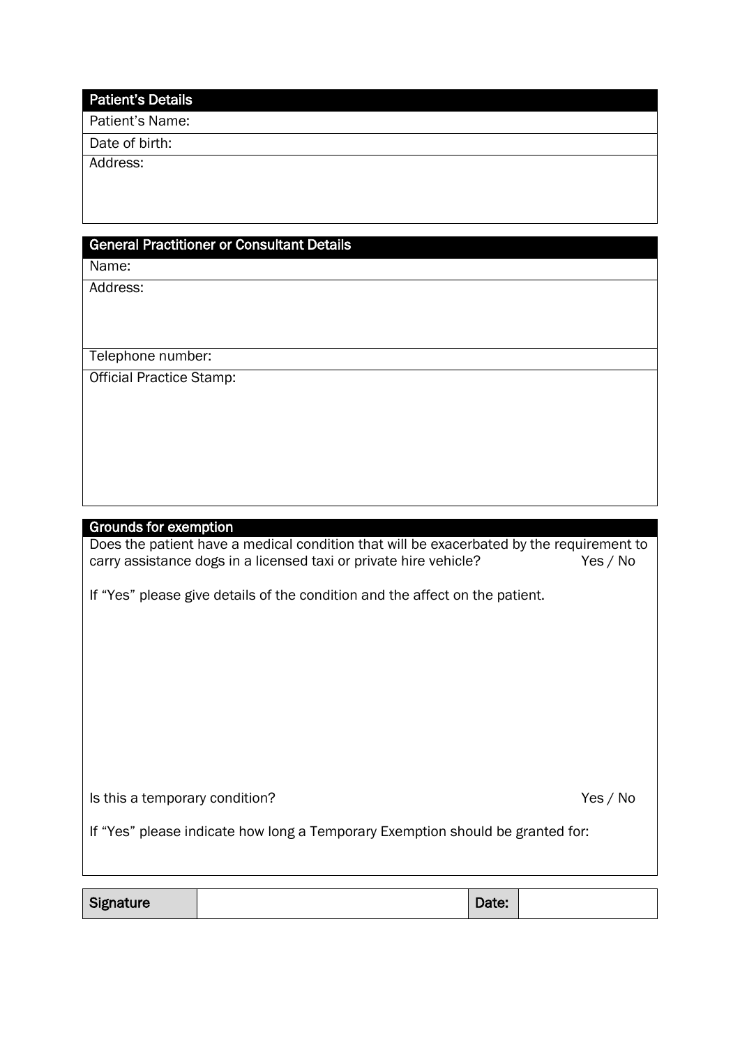## Patient's Details

Patient's Name:

Date of birth:

Address:

## General Practitioner or Consultant Details

Name:

Address:

Telephone number:

Official Practice Stamp:

## Grounds for exemption

Does the patient have a medical condition that will be exacerbated by the requirement to carry assistance dogs in a licensed taxi or private hire vehicle? Yes / No

If "Yes" please give details of the condition and the affect on the patient.

Is this a temporary condition? Yes / No

If "Yes" please indicate how long a Temporary Exemption should be granted for:

| | | | |
|---|---|---|---|
| **Signature** | | **Date:** | |